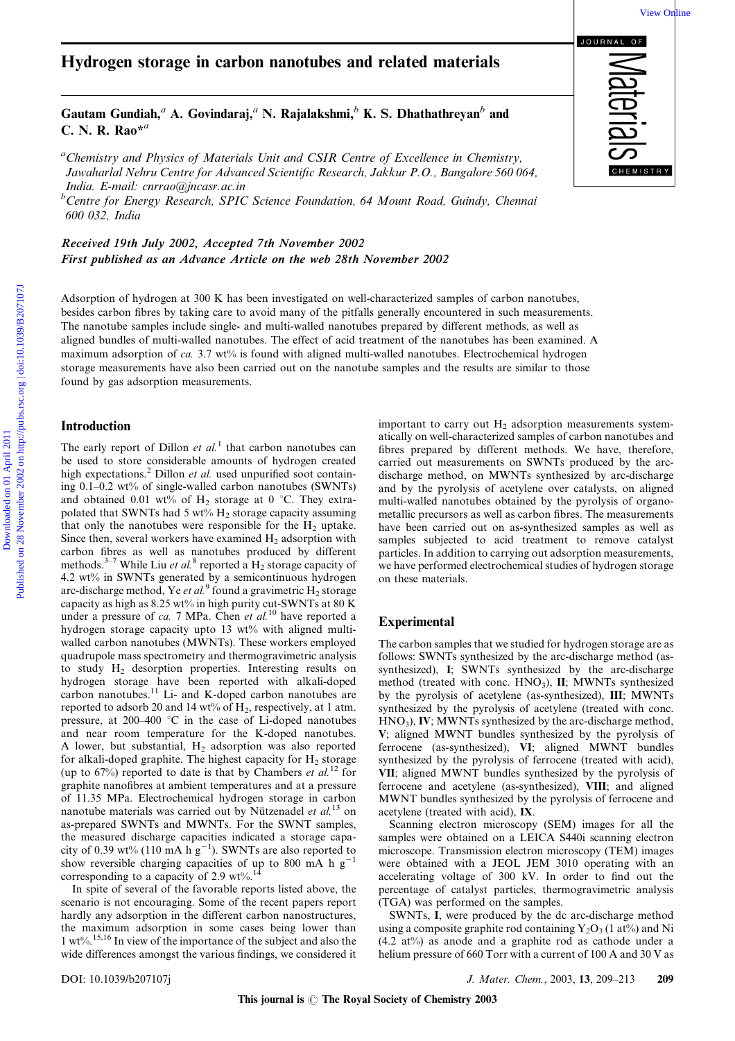# Hydrogen storage in carbon nanotubes and related materials

**Gautam Gundiah,[a] A. Govindaraj,[a] N. Rajalakshmi,[b] K. S. Dhathathreyan[b] and C. N. R. Rao*[a]**

[a] *Chemistry and Physics of Materials Unit and CSIR Centre of Excellence in Chemistry, Jawaharlal Nehru Centre for Advanced Scientific Research, Jakkur P.O., Bangalore 560 064, India. E-mail: cnrrao@jncasr.ac.in*

[b] *Centre for Energy Research, SPIC Science Foundation, 64 Mount Road, Guindy, Chennai 600 032, India*

***Received 19th July 2002, Accepted 7th November 2002***

***First published as an Advance Article on the web 28th November 2002***

Adsorption of hydrogen at 300 K has been investigated on well-characterized samples of carbon nanotubes, besides carbon fibres by taking care to avoid many of the pitfalls generally encountered in such measurements. The nanotube samples include single- and multi-walled nanotubes prepared by different methods, as well as aligned bundles of multi-walled nanotubes. The effect of acid treatment of the nanotubes has been examined. A maximum adsorption of *ca.* 3.7 wt% is found with aligned multi-walled nanotubes. Electrochemical hydrogen storage measurements have also been carried out on the nanotube samples and the results are similar to those found by gas adsorption measurements.

## Introduction

The early report of Dillon *et al.*[1] that carbon nanotubes can be used to store considerable amounts of hydrogen created high expectations.[2] Dillon *et al.* used unpurified soot containing 0.1–0.2 wt% of single-walled carbon nanotubes (SWNTs) and obtained 0.01 wt% of $H_2$ storage at 0 °C. They extrapolated that SWNTs had 5 wt% $H_2$ storage capacity assuming that only the nanotubes were responsible for the $H_2$ uptake. Since then, several workers have examined $H_2$ adsorption with carbon fibres as well as nanotubes produced by different methods.[3–7] While Liu *et al.*[8] reported a $H_2$ storage capacity of 4.2 wt% in SWNTs generated by a semicontinuous hydrogen arc-discharge method, Ye *et al.*[9] found a gravimetric $H_2$ storage capacity as high as 8.25 wt% in high purity cut-SWNTs at 80 K under a pressure of *ca.* 7 MPa. Chen *et al.*[10] have reported a hydrogen storage capacity upto 13 wt% with aligned multi-walled carbon nanotubes (MWNTs). These workers employed quadrupole mass spectrometry and thermogravimetric analysis to study $H_2$ desorption properties. Interesting results on hydrogen storage have been reported with alkali-doped carbon nanotubes.[11] Li- and K-doped carbon nanotubes are reported to adsorb 20 and 14 wt% of $H_2$, respectively, at 1 atm. pressure, at 200–400 °C in the case of Li-doped nanotubes and near room temperature for the K-doped nanotubes. A lower, but substantial, $H_2$ adsorption was also reported for alkali-doped graphite. The highest capacity for $H_2$ storage (up to 67%) reported to date is that by Chambers *et al.*[12] for graphite nanofibres at ambient temperatures and at a pressure of 11.35 MPa. Electrochemical hydrogen storage in carbon nanotube materials was carried out by Nützenadel *et al.*[13] on as-prepared SWNTs and MWNTs. For the SWNT samples, the measured discharge capacities indicated a storage capacity of 0.39 wt% (110 mA h $g^{-1}$). SWNTs are also reported to show reversible charging capacities of up to 800 mA h $g^{-1}$ corresponding to a capacity of 2.9 wt%.[14]

In spite of several of the favorable reports listed above, the scenario is not encouraging. Some of the recent papers report hardly any adsorption in the different carbon nanostructures, the maximum adsorption in some cases being lower than 1 wt%.[15,16] In view of the importance of the subject and also the wide differences amongst the various findings, we considered it important to carry out $H_2$ adsorption measurements systematically on well-characterized samples of carbon nanotubes and fibres prepared by different methods. We have, therefore, carried out measurements on SWNTs produced by the arc-discharge method, on MWNTs synthesized by arc-discharge and by the pyrolysis of acetylene over catalysts, on aligned multi-walled nanotubes obtained by the pyrolysis of organometallic precursors as well as carbon fibres. The measurements have been carried out on as-synthesized samples as well as samples subjected to acid treatment to remove catalyst particles. In addition to carrying out adsorption measurements, we have performed electrochemical studies of hydrogen storage on these materials.

## Experimental

The carbon samples that we studied for hydrogen storage are as follows: SWNTs synthesized by the arc-discharge method (as-synthesized), **I**; SWNTs synthesized by the arc-discharge method (treated with conc. $HNO_3$), **II**; MWNTs synthesized by the pyrolysis of acetylene (as-synthesized), **III**; MWNTs synthesized by the pyrolysis of acetylene (treated with conc. $HNO_3$), **IV**; MWNTs synthesized by the arc-discharge method, **V**; aligned MWNT bundles synthesized by the pyrolysis of ferrocene (as-synthesized), **VI**; aligned MWNT bundles synthesized by the pyrolysis of ferrocene (treated with acid), **VII**; aligned MWNT bundles synthesized by the pyrolysis of ferrocene and acetylene (as-synthesized), **VIII**; and aligned MWNT bundles synthesized by the pyrolysis of ferrocene and acetylene (treated with acid), **IX**.

Scanning electron microscopy (SEM) images for all the samples were obtained on a LEICA S440i scanning electron microscope. Transmission electron microscopy (TEM) images were obtained with a JEOL JEM 3010 operating with an accelerating voltage of 300 kV. In order to find out the percentage of catalyst particles, thermogravimetric analysis (TGA) was performed on the samples.

SWNTs, **I**, were produced by the dc arc-discharge method using a composite graphite rod containing $Y_2O_3$ (1 at%) and Ni (4.2 at%) as anode and a graphite rod as cathode under a helium pressure of 660 Torr with a current of 100 A and 30 V as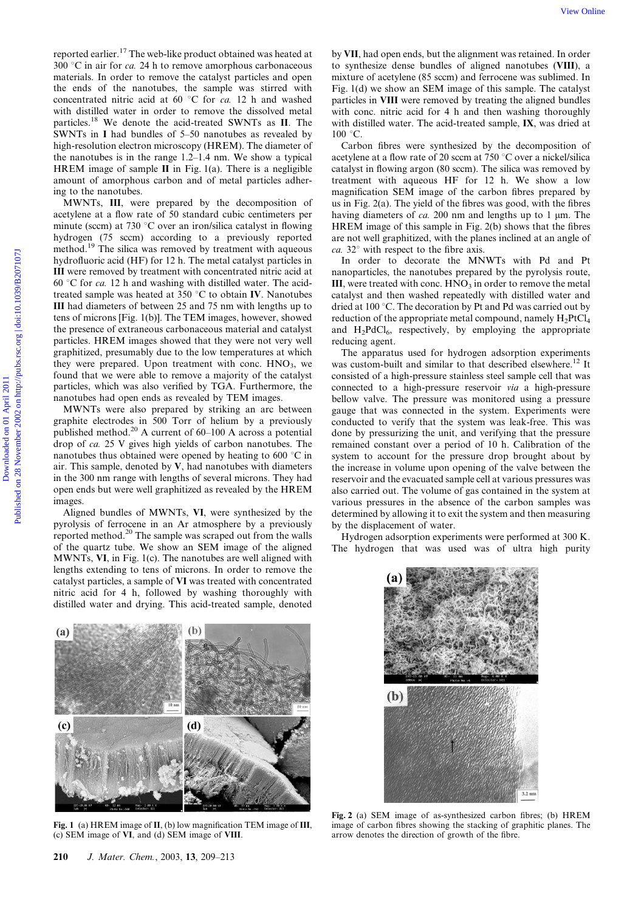reported earlier.[17] The web-like product obtained was heated at 300 °C in air for *ca.* 24 h to remove amorphous carbonaceous materials. In order to remove the catalyst particles and open the ends of the nanotubes, the sample was stirred with concentrated nitric acid at 60 °C for *ca.* 12 h and washed with distilled water in order to remove the dissolved metal particles.[18] We denote the acid-treated SWNTs as **II**. The SWNTs in **I** had bundles of 5–50 nanotubes as revealed by high-resolution electron microscopy (HREM). The diameter of the nanotubes is in the range 1.2–1.4 nm. We show a typical HREM image of sample **II** in Fig. 1(a). There is a negligible amount of amorphous carbon and of metal particles adhering to the nanotubes.

MWNTs, **III**, were prepared by the decomposition of acetylene at a flow rate of 50 standard cubic centimeters per minute (sccm) at 730 °C over an iron/silica catalyst in flowing hydrogen (75 sccm) according to a previously reported method.[19] The silica was removed by treatment with aqueous hydrofluoric acid (HF) for 12 h. The metal catalyst particles in **III** were removed by treatment with concentrated nitric acid at 60 °C for *ca.* 12 h and washing with distilled water. The acid-treated sample was heated at 350 °C to obtain **IV**. Nanotubes **III** had diameters of between 25 and 75 nm with lengths up to tens of microns [Fig. 1(b)]. The TEM images, however, showed the presence of extraneous carbonaceous material and catalyst particles. HREM images showed that they were not very well graphitized, presumably due to the low temperatures at which they were prepared. Upon treatment with conc. $HNO_3$, we found that we were able to remove a majority of the catalyst particles, which was also verified by TGA. Furthermore, the nanotubes had open ends as revealed by TEM images.

MWNTs were also prepared by striking an arc between graphite electrodes in 500 Torr of helium by a previously published method.[20] A current of 60–100 A across a potential drop of *ca.* 25 V gives high yields of carbon nanotubes. The nanotubes thus obtained were opened by heating to 600 °C in air. This sample, denoted by **V**, had nanotubes with diameters in the 300 nm range with lengths of several microns. They had open ends but were well graphitized as revealed by the HREM images.

Aligned bundles of MWNTs, **VI**, were synthesized by the pyrolysis of ferrocene in an Ar atmosphere by a previously reported method.[20] The sample was scraped out from the walls of the quartz tube. We show an SEM image of the aligned MWNTs, **VI**, in Fig. 1(c). The nanotubes are well aligned with lengths extending to tens of microns. In order to remove the catalyst particles, a sample of **VI** was treated with concentrated nitric acid for 4 h, followed by washing thoroughly with distilled water and drying. This acid-treated sample, denoted by **VII**, had open ends, but the alignment was retained. In order to synthesize dense bundles of aligned nanotubes (**VIII**), a mixture of acetylene (85 sccm) and ferrocene was sublimed. In Fig. 1(d) we show an SEM image of this sample. The catalyst particles in **VIII** were removed by treating the aligned bundles with conc. nitric acid for 4 h and then washing thoroughly with distilled water. The acid-treated sample, **IX**, was dried at 100 °C.

Fig. 1 (a) HREM image of **II**, (b) low magnification TEM image of **III**, (c) SEM image of **VI**, and (d) SEM image of **VIII**.

Carbon fibres were synthesized by the decomposition of acetylene at a flow rate of 20 sccm at 750 °C over a nickel/silica catalyst in flowing argon (80 sccm). The silica was removed by treatment with aqueous HF for 12 h. We show a low magnification SEM image of the carbon fibres prepared by us in Fig. 2(a). The yield of the fibres was good, with the fibres having diameters of *ca.* 200 nm and lengths up to 1 μm. The HREM image of this sample in Fig. 2(b) shows that the fibres are not well graphitized, with the planes inclined at an angle of *ca.* 32° with respect to the fibre axis.

In order to decorate the MNWTs with Pd and Pt nanoparticles, the nanotubes prepared by the pyrolysis route, **III**, were treated with conc. $HNO_3$ in order to remove the metal catalyst and then washed repeatedly with distilled water and dried at 100 °C. The decoration by Pt and Pd was carried out by reduction of the appropriate metal compound, namely $H_2PtCl_4$ and $H_2PdCl_6$, respectively, by employing the appropriate reducing agent.

The apparatus used for hydrogen adsorption experiments was custom-built and similar to that described elsewhere.[12] It consisted of a high-pressure stainless steel sample cell that was connected to a high-pressure reservoir *via* a high-pressure bellow valve. The pressure was monitored using a pressure gauge that was connected in the system. Experiments were conducted to verify that the system was leak-free. This was done by pressurizing the unit, and verifying that the pressure remained constant over a period of 10 h. Calibration of the system to account for the pressure drop brought about by the increase in volume upon opening of the valve between the reservoir and the evacuated sample cell at various pressures was also carried out. The volume of gas contained in the system at various pressures in the absence of the carbon samples was determined by allowing it to exit the system and then measuring by the displacement of water.

Hydrogen adsorption experiments were performed at 300 K. The hydrogen that was used was of ultra high purity

Fig. 2 (a) SEM image of as-synthesized carbon fibres; (b) HREM image of carbon fibres showing the stacking of graphitic planes. The arrow denotes the direction of growth of the fibre.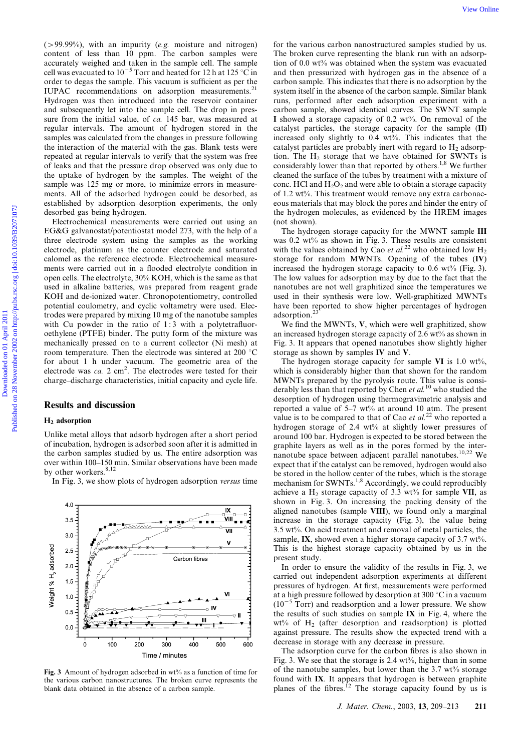(>99.99%), with an impurity (*e.g.* moisture and nitrogen) content of less than 10 ppm. The carbon samples were accurately weighed and taken in the sample cell. The sample cell was evacuated to $10^{-5}$ Torr and heated for 12 h at 125 °C in order to degas the sample. This vacuum is sufficient as per the IUPAC recommendations on adsorption measurements.[21] Hydrogen was then introduced into the reservoir container and subsequently let into the sample cell. The drop in pressure from the initial value, of *ca.* 145 bar, was measured at regular intervals. The amount of hydrogen stored in the samples was calculated from the changes in pressure following the interaction of the material with the gas. Blank tests were repeated at regular intervals to verify that the system was free of leaks and that the pressure drop observed was only due to the uptake of hydrogen by the samples. The weight of the sample was 125 mg or more, to minimize errors in measurements. All of the adsorbed hydrogen could be desorbed, as established by adsorption–desorption experiments, the only desorbed gas being hydrogen.

Electrochemical measurements were carried out using an EG&G galvanostat/potentiostat model 273, with the help of a three electrode system using the samples as the working electrode, platinum as the counter electrode and saturated calomel as the reference electrode. Electrochemical measurements were carried out in a flooded electrolyte condition in open cells. The electrolyte, 30% KOH, which is the same as that used in alkaline batteries, was prepared from reagent grade KOH and de-ionized water. Chronopotentiometry, controlled potential coulometry, and cyclic voltammetry were used. Electrodes were prepared by mixing 10 mg of the nanotube samples with Cu powder in the ratio of 1 : 3 with a polytetrafluoroethylene (PTFE) binder. The putty form of the mixture was mechanically pressed on to a current collector (Ni mesh) at room temperature. Then the electrode was sintered at 200 °C for about 1 h under vacuum. The geometric area of the electrode was *ca.* 2 cm$^2$. The electrodes were tested for their charge–discharge characteristics, initial capacity and cycle life.

## Results and discussion

### $H_2$ adsorption

Unlike metal alloys that adsorb hydrogen after a short period of incubation, hydrogen is adsorbed soon after it is admitted in the carbon samples studied by us. The entire adsorption was over within 100–150 min. Similar observations have been made by other workers.[8,12]

In Fig. 3, we show plots of hydrogen adsorption *versus* time for the various carbon nanostructured samples studied by us. The broken curve representing the blank run with an adsorption of 0.0 wt% was obtained when the system was evacuated and then pressurized with hydrogen gas in the absence of a carbon sample. This indicates that there is no adsorption by the system itself in the absence of the carbon sample. Similar blank runs, performed after each adsorption experiment with a carbon sample, showed identical curves. The SWNT sample **I** showed a storage capacity of 0.2 wt%. On removal of the catalyst particles, the storage capacity for the sample (**II**) increased only slightly to 0.4 wt%. This indicates that the catalyst particles are probably inert with regard to $H_2$ adsorption. The $H_2$ storage that we have obtained for SWNTs is considerably lower than that reported by others.[1,8] We further cleaned the surface of the tubes by treatment with a mixture of conc. HCl and $H_2O_2$ and were able to obtain a storage capacity of 1.2 wt%. This treatment would remove any extra carbonaceous materials that may block the pores and hinder the entry of the hydrogen molecules, as evidenced by the HREM images (not shown).

Fig. 3 Amount of hydrogen adsorbed in wt% as a function of time for the various carbon nanostructures. The broken curve represents the blank data obtained in the absence of a carbon sample.

The hydrogen storage capacity for the MWNT sample **III** was 0.2 wt% as shown in Fig. 3. These results are consistent with the values obtained by Cao *et al.*[22] who obtained low $H_2$ storage for random MWNTs. Opening of the tubes (**IV**) increased the hydrogen storage capacity to 0.6 wt% (Fig. 3). The low values for adsorption may by due to the fact that the nanotubes are not well graphitized since the temperatures we used in their synthesis were low. Well-graphitized MWNTs have been reported to show higher percentages of hydrogen adsorption.[23]

We find the MWNTs, **V**, which were well graphitized, show an increased hydrogen storage capacity of 2.6 wt% as shown in Fig. 3. It appears that opened nanotubes show slightly higher storage as shown by samples **IV** and **V**.

The hydrogen storage capacity for sample **VI** is 1.0 wt%, which is considerably higher than that shown for the random MWNTs prepared by the pyrolysis route. This value is considerably less than that reported by Chen *et al.*[10] who studied the desorption of hydrogen using thermogravimetric analysis and reported a value of 5–7 wt% at around 10 atm. The present value is to be compared to that of Cao *et al.*[22] who reported a hydrogen storage of 2.4 wt% at slightly lower pressures of around 100 bar. Hydrogen is expected to be stored between the graphite layers as well as in the pores formed by the inter-nanotube space between adjacent parallel nanotubes.[10,22] We expect that if the catalyst can be removed, hydrogen would also be stored in the hollow center of the tubes, which is the storage mechanism for SWNTs.[1,8] Accordingly, we could reproducibly achieve a $H_2$ storage capacity of 3.3 wt% for sample **VII**, as shown in Fig. 3. On increasing the packing density of the aligned nanotubes (sample **VIII**), we found only a marginal increase in the storage capacity (Fig. 3), the value being 3.5 wt%. On acid treatment and removal of metal particles, the sample, **IX**, showed even a higher storage capacity of 3.7 wt%. This is the highest storage capacity obtained by us in the present study.

In order to ensure the validity of the results in Fig. 3, we carried out independent adsorption experiments at different pressures of hydrogen. At first, measurements were performed at a high pressure followed by desorption at 300 °C in a vacuum ($10^{-5}$ Torr) and readsorption and a lower pressure. We show the results of such studies on sample **IX** in Fig. 4, where the wt% of $H_2$ (after desorption and readsorption) is plotted against pressure. The results show the expected trend with a decrease in storage with any decrease in pressure.

The adsorption curve for the carbon fibres is also shown in Fig. 3. We see that the storage is 2.4 wt%, higher than in some of the nanotube samples, but lower than the 3.7 wt% storage found with **IX**. It appears that hydrogen is between graphite planes of the fibres.[12] The storage capacity found by us is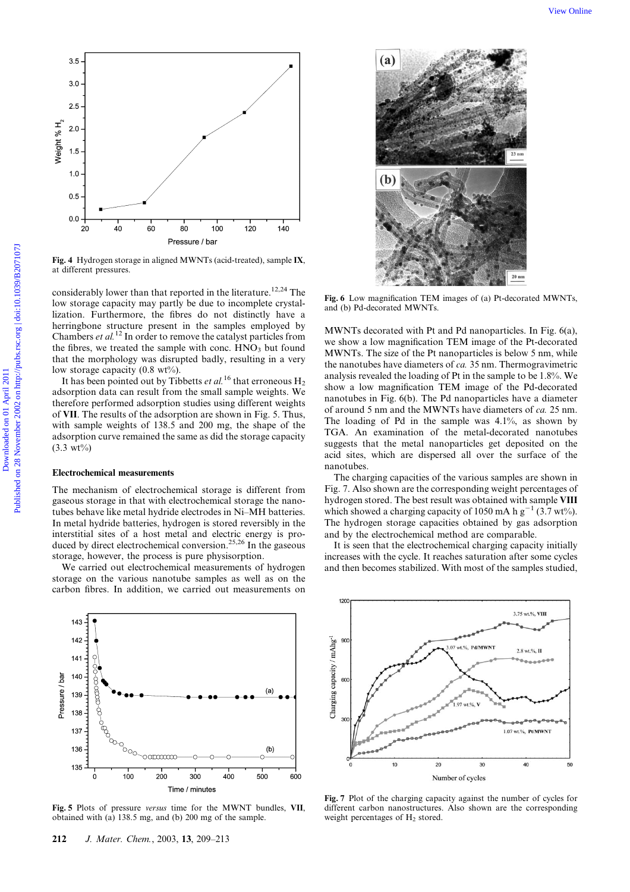Fig. 4 Hydrogen storage in aligned MWNTs (acid-treated), sample **IX**, at different pressures.

considerably lower than that reported in the literature.[12,24] The low storage capacity may partly be due to incomplete crystallization. Furthermore, the fibres do not distinctly have a herringbone structure present in the samples employed by Chambers *et al.*[12] In order to remove the catalyst particles from the fibres, we treated the sample with conc. $HNO_3$ but found that the morphology was disrupted badly, resulting in a very low storage capacity (0.8 wt%).

It has been pointed out by Tibbetts *et al.*[16] that erroneous $H_2$ adsorption data can result from the small sample weights. We therefore performed adsorption studies using different weights of **VII**. The results of the adsorption are shown in Fig. 5. Thus, with sample weights of 138.5 and 200 mg, the shape of the adsorption curve remained the same as did the storage capacity (3.3 wt%)

## Electrochemical measurements

The mechanism of electrochemical storage is different from gaseous storage in that with electrochemical storage the nanotubes behave like metal hydride electrodes in Ni–MH batteries. In metal hydride batteries, hydrogen is stored reversibly in the interstitial sites of a host metal and electric energy is produced by direct electrochemical conversion.[25,26] In the gaseous storage, however, the process is pure physisorption.

We carried out electrochemical measurements of hydrogen storage on the various nanotube samples as well as on the carbon fibres. In addition, we carried out measurements on MWNTs decorated with Pt and Pd nanoparticles. In Fig. 6(a), we show a low magnification TEM image of the Pt-decorated MWNTs. The size of the Pt nanoparticles is below 5 nm, while the nanotubes have diameters of *ca.* 35 nm. Thermogravimetric analysis revealed the loading of Pt in the sample to be 1.8%. We show a low magnification TEM image of the Pd-decorated nanotubes in Fig. 6(b). The Pd nanoparticles have a diameter of around 5 nm and the MWNTs have diameters of *ca.* 25 nm. The loading of Pd in the sample was 4.1%, as shown by TGA. An examination of the metal-decorated nanotubes suggests that the metal nanoparticles get deposited on the acid sites, which are dispersed all over the surface of the nanotubes.

The charging capacities of the various samples are shown in Fig. 7. Also shown are the corresponding weight percentages of hydrogen stored. The best result was obtained with sample **VIII** which showed a charging capacity of 1050 mA h $g^{-1}$ (3.7 wt%). The hydrogen storage capacities obtained by gas adsorption and by the electrochemical method are comparable.

It is seen that the electrochemical charging capacity initially increases with the cycle. It reaches saturation after some cycles and then becomes stabilized. With most of the samples studied,

Fig. 6 Low magnification TEM images of (a) Pt-decorated MWNTs, and (b) Pd-decorated MWNTs.

Fig. 5 Plots of pressure *versus* time for the MWNT bundles, **VII**, obtained with (a) 138.5 mg, and (b) 200 mg of the sample.

Fig. 7 Plot of the charging capacity against the number of cycles for different carbon nanostructures. Also shown are the corresponding weight percentages of $H_2$ stored.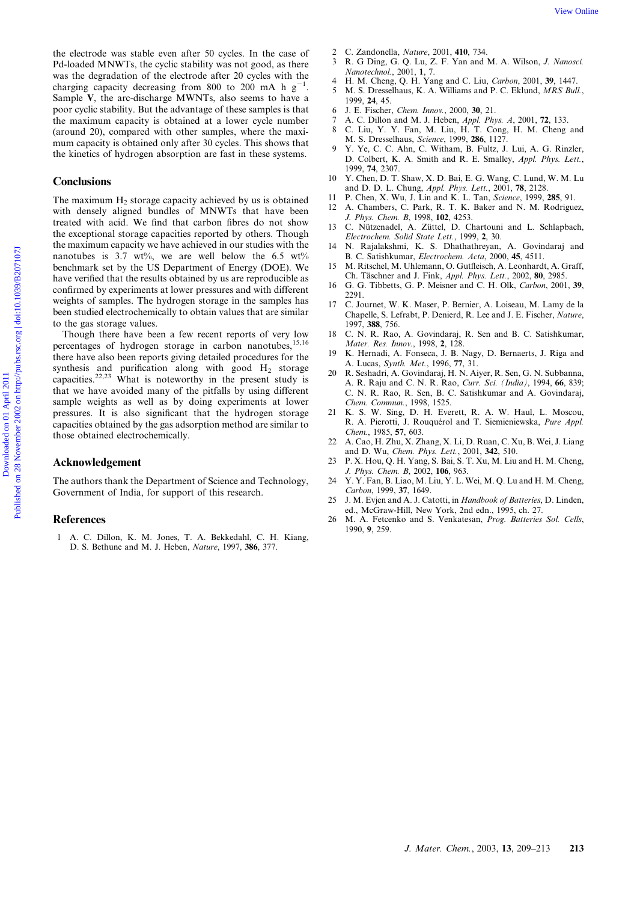the electrode was stable even after 50 cycles. In the case of Pd-loaded MNWTs, the cyclic stability was not good, as there was the degradation of the electrode after 20 cycles with the charging capacity decreasing from 800 to 200 mA h $g^{-1}$. Sample **V**, the arc-discharge MWNTs, also seems to have a poor cyclic stability. But the advantage of these samples is that the maximum capacity is obtained at a lower cycle number (around 20), compared with other samples, where the maximum capacity is obtained only after 30 cycles. This shows that the kinetics of hydrogen absorption are fast in these systems.

## Conclusions

The maximum $H_2$ storage capacity achieved by us is obtained with densely aligned bundles of MNWTs that have been treated with acid. We find that carbon fibres do not show the exceptional storage capacities reported by others. Though the maximum capacity we have achieved in our studies with the nanotubes is 3.7 wt%, we are well below the 6.5 wt% benchmark set by the US Department of Energy (DOE). We have verified that the results obtained by us are reproducible as confirmed by experiments at lower pressures and with different weights of samples. The hydrogen storage in the samples has been studied electrochemically to obtain values that are similar to the gas storage values.

Though there have been a few recent reports of very low percentages of hydrogen storage in carbon nanotubes,[15,16] there have also been reports giving detailed procedures for the synthesis and purification along with good $H_2$ storage capacities.[22,23] What is noteworthy in the present study is that we have avoided many of the pitfalls by using different sample weights as well as by doing experiments at lower pressures. It is also significant that the hydrogen storage capacities obtained by the gas adsorption method are similar to those obtained electrochemically.

## Acknowledgement

The authors thank the Department of Science and Technology, Government of India, for support of this research.

## References

1. A. C. Dillon, K. M. Jones, T. A. Bekkedahl, C. H. Kiang, D. S. Bethune and M. J. Heben, *Nature*, 1997, **386**, 377.
2. C. Zandonella, *Nature*, 2001, **410**, 734.
3. R. G Ding, G. Q. Lu, Z. F. Yan and M. A. Wilson, *J. Nanosci. Nanotechnol.*, 2001, **1**, 7.
4. H. M. Cheng, Q. H. Yang and C. Liu, *Carbon*, 2001, **39**, 1447.
5. M. S. Dresselhaus, K. A. Williams and P. C. Eklund, *MRS Bull.*, 1999, **24**, 45.
6. J. E. Fischer, *Chem. Innov.*, 2000, **30**, 21.
7. A. C. Dillon and M. J. Heben, *Appl. Phys. A*, 2001, **72**, 133.
8. C. Liu, Y. Y. Fan, M. Liu, H. T. Cong, H. M. Cheng and M. S. Dresselhaus, *Science*, 1999, **286**, 1127.
9. Y. Ye, C. C. Ahn, C. Witham, B. Fultz, J. Lui, A. G. Rinzler, D. Colbert, K. A. Smith and R. E. Smalley, *Appl. Phys. Lett.*, 1999, **74**, 2307.
10. Y. Chen, D. T. Shaw, X. D. Bai, E. G. Wang, C. Lund, W. M. Lu and D. D. L. Chung, *Appl. Phys. Lett.*, 2001, **78**, 2128.
11. P. Chen, X. Wu, J. Lin and K. L. Tan, *Science*, 1999, **285**, 91.
12. A. Chambers, C. Park, R. T. K. Baker and N. M. Rodriguez, *J. Phys. Chem. B*, 1998, **102**, 4253.
13. C. Nützenadel, A. Züttel, D. Chartouni and L. Schlapbach, *Electrochem. Solid State Lett.*, 1999, **2**, 30.
14. N. Rajalakshmi, K. S. Dhathathreyan, A. Govindaraj and B. C. Satishkumar, *Electrochem. Acta*, 2000, **45**, 4511.
15. M. Ritschel, M. Uhlemann, O. Gutfleisch, A. Leonhardt, A. Graff, Ch. Täschner and J. Fink, *Appl. Phys. Lett.*, 2002, **80**, 2985.
16. G. G. Tibbetts, G. P. Meisner and C. H. Olk, *Carbon*, 2001, **39**, 2291.
17. C. Journet, W. K. Maser, P. Bernier, A. Loiseau, M. Lamy de la Chapelle, S. Lefrabt, P. Denierd, R. Lee and J. E. Fischer, *Nature*, 1997, **388**, 756.
18. C. N. R. Rao, A. Govindaraj, R. Sen and B. C. Satishkumar, *Mater. Res. Innov.*, 1998, **2**, 128.
19. K. Hernadi, A. Fonseca, J. B. Nagy, D. Bernaerts, J. Riga and A. Lucas, *Synth. Met.*, 1996, **77**, 31.
20. R. Seshadri, A. Govindaraj, H. N. Aiyer, R. Sen, G. N. Subbanna, A. R. Raju and C. N. R. Rao, *Curr. Sci. (India)*, 1994, **66**, 839; C. N. R. Rao, R. Sen, B. C. Satishkumar and A. Govindaraj, *Chem. Commun.*, 1998, 1525.
21. K. S. W. Sing, D. H. Everett, R. A. W. Haul, L. Moscou, R. A. Pierotti, J. Rouquérol and T. Siemieniewska, *Pure Appl. Chem.*, 1985, **57**, 603.
22. A. Cao, H. Zhu, X. Zhang, X. Li, D. Ruan, C. Xu, B. Wei, J. Liang and D. Wu, *Chem. Phys. Lett.*, 2001, **342**, 510.
23. P. X. Hou, Q. H. Yang, S. Bai, S. T. Xu, M. Liu and H. M. Cheng, *J. Phys. Chem. B*, 2002, **106**, 963.
24. Y. Y. Fan, B. Liao, M. Liu, Y. L. Wei, M. Q. Lu and H. M. Cheng, *Carbon*, 1999, **37**, 1649.
25. J. M. Evjen and A. J. Catotti, in *Handbook of Batteries*, D. Linden, ed., McGraw-Hill, New York, 2nd edn., 1995, ch. 27.
26. M. A. Fetcenko and S. Venkatesan, *Prog. Batteries Sol. Cells*, 1990, **9**, 259.